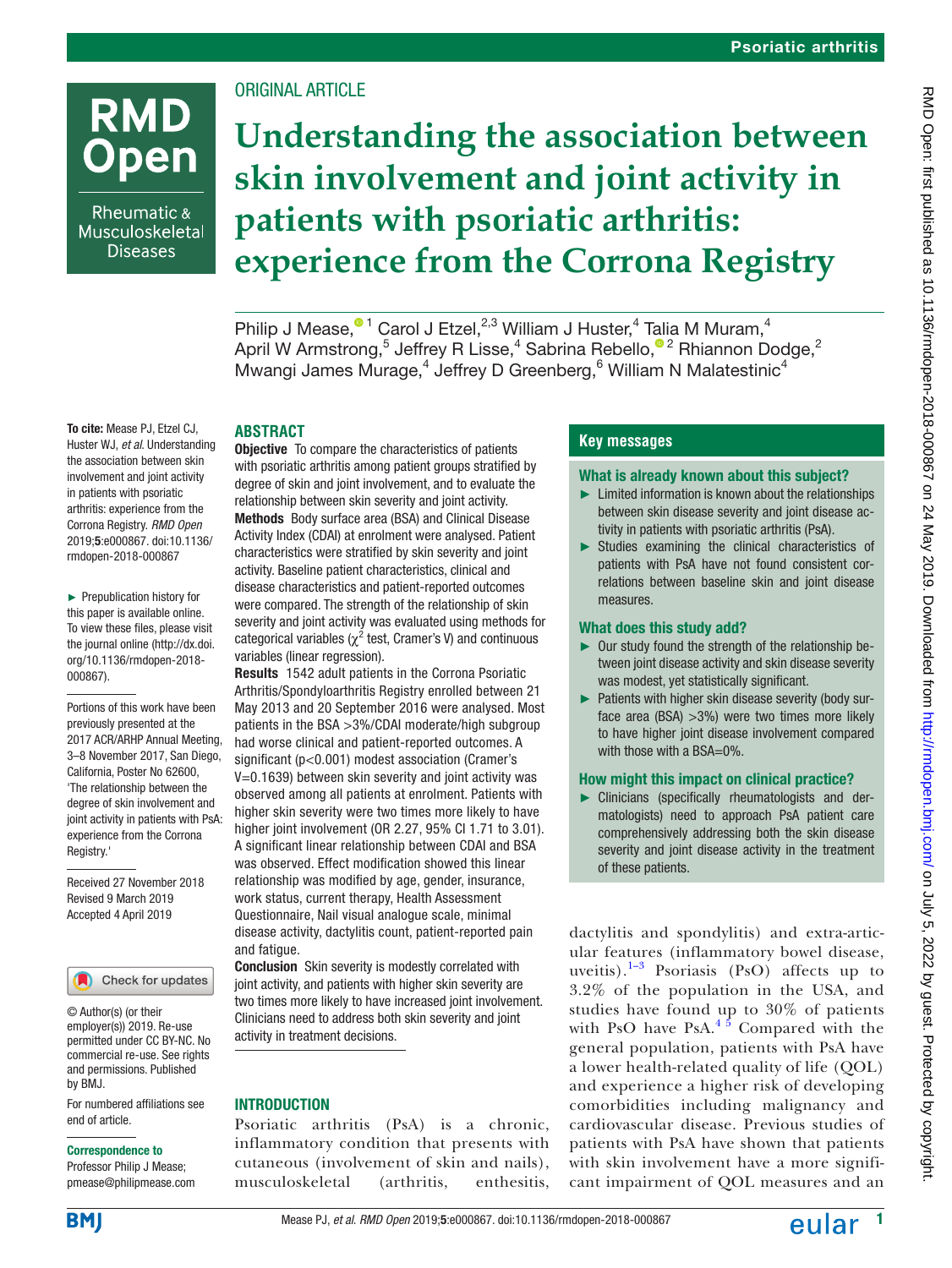ORIGINAL ARTICLE

# Understanding the association between skin involvement and joint activity in patients with psoriatic arthritis: experience from the Corrona Registry

Philip J Mease,[1] Carol J Etzel,[2,3] William J Huster,[4] Talia M Muram,[4] April W Armstrong,[5] Jeffrey R Lisse,[4] Sabrina Rebello,[2] Rhiannon Dodge,[2] Mwangi James Murage,[4] Jeffrey D Greenberg,[6] William N Malatestinic[4]

**To cite:** Mease PJ, Etzel CJ, Huster WJ, *et al*. Understanding the association between skin involvement and joint activity in patients with psoriatic arthritis: experience from the Corrona Registry. *RMD Open* 2019;**5**:e000867. doi:10.1136/rmdopen-2018-000867

► Prepublication history for this paper is available online. To view these files, please visit the journal online (http://dx.doi.org/10.1136/rmdopen-2018-000867).

Portions of this work have been previously presented at the 2017 ACR/ARHP Annual Meeting, 3–8 November 2017, San Diego, California, Poster No 62600, 'The relationship between the degree of skin involvement and joint activity in patients with PsA: experience from the Corrona Registry.'

Received 27 November 2018
Revised 9 March 2019
Accepted 4 April 2019

© Author(s) (or their employer(s)) 2019. Re-use permitted under CC BY-NC. No commercial re-use. See rights and permissions. Published by BMJ.

For numbered affiliations see end of article.

**Correspondence to**
Professor Philip J Mease; pmease@philipmease.com

## ABSTRACT

**Objective** To compare the characteristics of patients with psoriatic arthritis among patient groups stratified by degree of skin and joint involvement, and to evaluate the relationship between skin severity and joint activity.

**Methods** Body surface area (BSA) and Clinical Disease Activity Index (CDAI) at enrolment were analysed. Patient characteristics were stratified by skin severity and joint activity. Baseline patient characteristics, clinical and disease characteristics and patient-reported outcomes were compared. The strength of the relationship of skin severity and joint activity was evaluated using methods for categorical variables ($\chi^2$ test, Cramer's V) and continuous variables (linear regression).

**Results** 1542 adult patients in the Corrona Psoriatic Arthritis/Spondyloarthritis Registry enrolled between 21 May 2013 and 20 September 2016 were analysed. Most patients in the BSA >3%/CDAI moderate/high subgroup had worse clinical and patient-reported outcomes. A significant (p<0.001) modest association (Cramer's V=0.1639) between skin severity and joint activity was observed among all patients at enrolment. Patients with higher skin severity were two times more likely to have higher joint involvement (OR 2.27, 95% CI 1.71 to 3.01). A significant linear relationship between CDAI and BSA was observed. Effect modification showed this linear relationship was modified by age, gender, insurance, work status, current therapy, Health Assessment Questionnaire, Nail visual analogue scale, minimal disease activity, dactylitis count, patient-reported pain and fatigue.

**Conclusion** Skin severity is modestly correlated with joint activity, and patients with higher skin severity are two times more likely to have increased joint involvement. Clinicians need to address both skin severity and joint activity in treatment decisions.

## Key messages

### What is already known about this subject?

- ► Limited information is known about the relationships between skin disease severity and joint disease activity in patients with psoriatic arthritis (PsA).
- ► Studies examining the clinical characteristics of patients with PsA have not found consistent correlations between baseline skin and joint disease measures.

### What does this study add?

- ► Our study found the strength of the relationship between joint disease activity and skin disease severity was modest, yet statistically significant.
- ► Patients with higher skin disease severity (body surface area (BSA) >3%) were two times more likely to have higher joint disease involvement compared with those with a BSA=0%.

### How might this impact on clinical practice?

- ► Clinicians (specifically rheumatologists and dermatologists) need to approach PsA patient care comprehensively addressing both the skin disease severity and joint disease activity in the treatment of these patients.

## INTRODUCTION

Psoriatic arthritis (PsA) is a chronic, inflammatory condition that presents with cutaneous (involvement of skin and nails), musculoskeletal (arthritis, enthesitis, dactylitis and spondylitis) and extra-articular features (inflammatory bowel disease, uveitis).[1–3] Psoriasis (PsO) affects up to 3.2% of the population in the USA, and studies have found up to 30% of patients with PsO have PsA.[4,5] Compared with the general population, patients with PsA have a lower health-related quality of life (QOL) and experience a higher risk of developing comorbidities including malignancy and cardiovascular disease. Previous studies of patients with PsA have shown that patients with skin involvement have a more significant impairment of QOL measures and an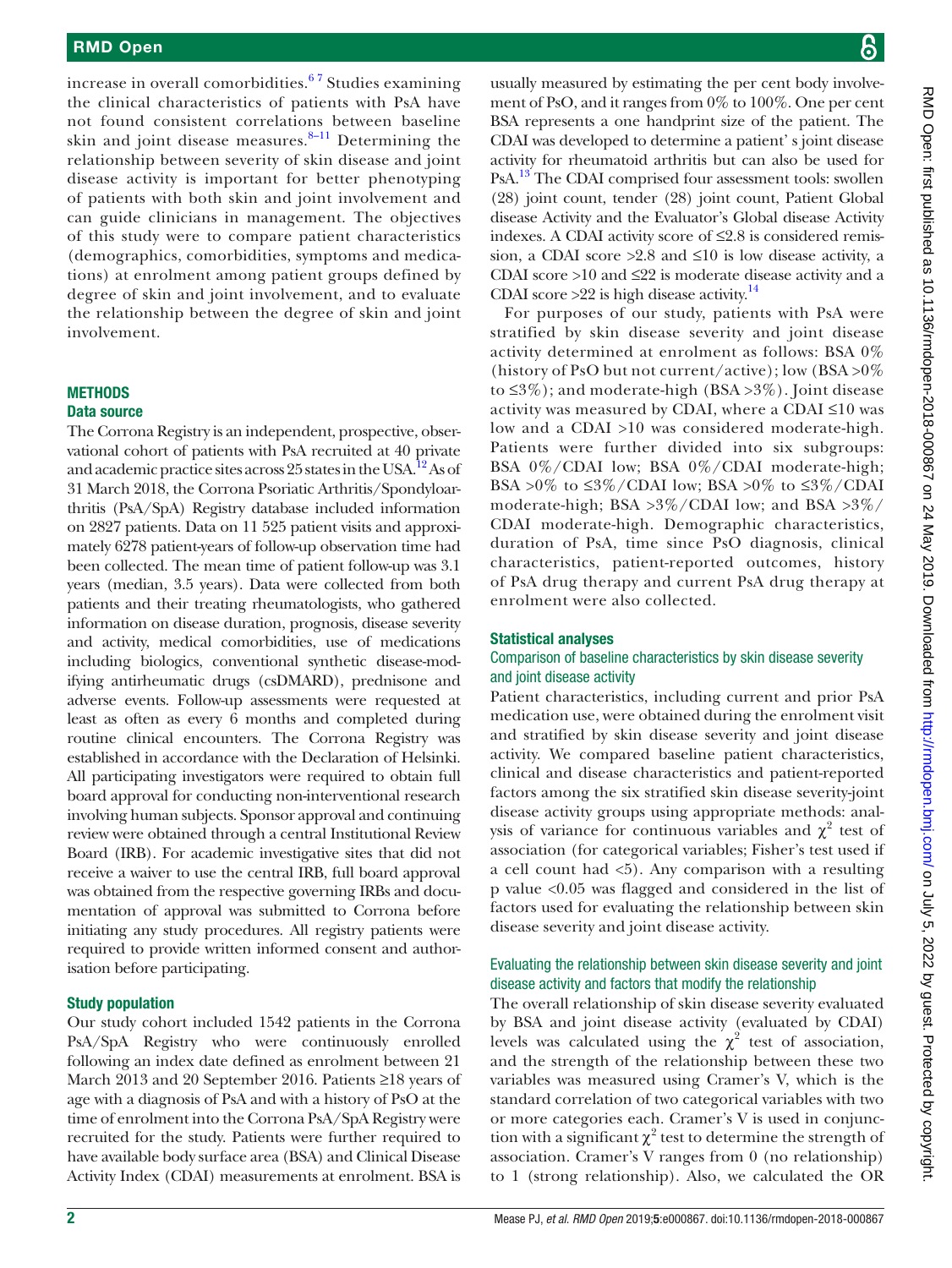increase in overall comorbidities.[6,7] Studies examining the clinical characteristics of patients with PsA have not found consistent correlations between baseline skin and joint disease measures.[8–11] Determining the relationship between severity of skin disease and joint disease activity is important for better phenotyping of patients with both skin and joint involvement and can guide clinicians in management. The objectives of this study were to compare patient characteristics (demographics, comorbidities, symptoms and medications) at enrolment among patient groups defined by degree of skin and joint involvement, and to evaluate the relationship between the degree of skin and joint involvement.

## METHODS

### Data source

The Corrona Registry is an independent, prospective, observational cohort of patients with PsA recruited at 40 private and academic practice sites across 25 states in the USA.[12] As of 31 March 2018, the Corrona Psoriatic Arthritis/Spondyloarthritis (PsA/SpA) Registry database included information on 2827 patients. Data on 11 525 patient visits and approximately 6278 patient-years of follow-up observation time had been collected. The mean time of patient follow-up was 3.1 years (median, 3.5 years). Data were collected from both patients and their treating rheumatologists, who gathered information on disease duration, prognosis, disease severity and activity, medical comorbidities, use of medications including biologics, conventional synthetic disease-modifying antirheumatic drugs (csDMARD), prednisone and adverse events. Follow-up assessments were requested at least as often as every 6 months and completed during routine clinical encounters. The Corrona Registry was established in accordance with the Declaration of Helsinki. All participating investigators were required to obtain full board approval for conducting non-interventional research involving human subjects. Sponsor approval and continuing review were obtained through a central Institutional Review Board (IRB). For academic investigative sites that did not receive a waiver to use the central IRB, full board approval was obtained from the respective governing IRBs and documentation of approval was submitted to Corrona before initiating any study procedures. All registry patients were required to provide written informed consent and authorisation before participating.

### Study population

Our study cohort included 1542 patients in the Corrona PsA/SpA Registry who were continuously enrolled following an index date defined as enrolment between 21 March 2013 and 20 September 2016. Patients ≥18 years of age with a diagnosis of PsA and with a history of PsO at the time of enrolment into the Corrona PsA/SpA Registry were recruited for the study. Patients were further required to have available body surface area (BSA) and Clinical Disease Activity Index (CDAI) measurements at enrolment. BSA is usually measured by estimating the per cent body involvement of PsO, and it ranges from 0% to 100%. One per cent BSA represents a one handprint size of the patient. The CDAI was developed to determine a patient' s joint disease activity for rheumatoid arthritis but can also be used for PsA.[13] The CDAI comprised four assessment tools: swollen (28) joint count, tender (28) joint count, Patient Global disease Activity and the Evaluator's Global disease Activity indexes. A CDAI activity score of ≤2.8 is considered remission, a CDAI score >2.8 and ≤10 is low disease activity, a CDAI score >10 and ≤22 is moderate disease activity and a CDAI score >22 is high disease activity.[14]

For purposes of our study, patients with PsA were stratified by skin disease severity and joint disease activity determined at enrolment as follows: BSA 0% (history of PsO but not current/active); low (BSA >0% to ≤3%); and moderate-high (BSA >3%). Joint disease activity was measured by CDAI, where a CDAI ≤10 was low and a CDAI >10 was considered moderate-high. Patients were further divided into six subgroups: BSA 0%/CDAI low; BSA 0%/CDAI moderate-high; BSA >0% to ≤3%/CDAI low; BSA >0% to ≤3%/CDAI moderate-high; BSA >3%/CDAI low; and BSA >3%/CDAI moderate-high. Demographic characteristics, duration of PsA, time since PsO diagnosis, clinical characteristics, patient-reported outcomes, history of PsA drug therapy and current PsA drug therapy at enrolment were also collected.

### Statistical analyses

#### Comparison of baseline characteristics by skin disease severity and joint disease activity

Patient characteristics, including current and prior PsA medication use, were obtained during the enrolment visit and stratified by skin disease severity and joint disease activity. We compared baseline patient characteristics, clinical and disease characteristics and patient-reported factors among the six stratified skin disease severity-joint disease activity groups using appropriate methods: analysis of variance for continuous variables and $\chi^2$ test of association (for categorical variables; Fisher's test used if a cell count had <5). Any comparison with a resulting p value <0.05 was flagged and considered in the list of factors used for evaluating the relationship between skin disease severity and joint disease activity.

#### Evaluating the relationship between skin disease severity and joint disease activity and factors that modify the relationship

The overall relationship of skin disease severity evaluated by BSA and joint disease activity (evaluated by CDAI) levels was calculated using the $\chi^2$ test of association, and the strength of the relationship between these two variables was measured using Cramer's V, which is the standard correlation of two categorical variables with two or more categories each. Cramer's V is used in conjunction with a significant $\chi^2$ test to determine the strength of association. Cramer's V ranges from 0 (no relationship) to 1 (strong relationship). Also, we calculated the OR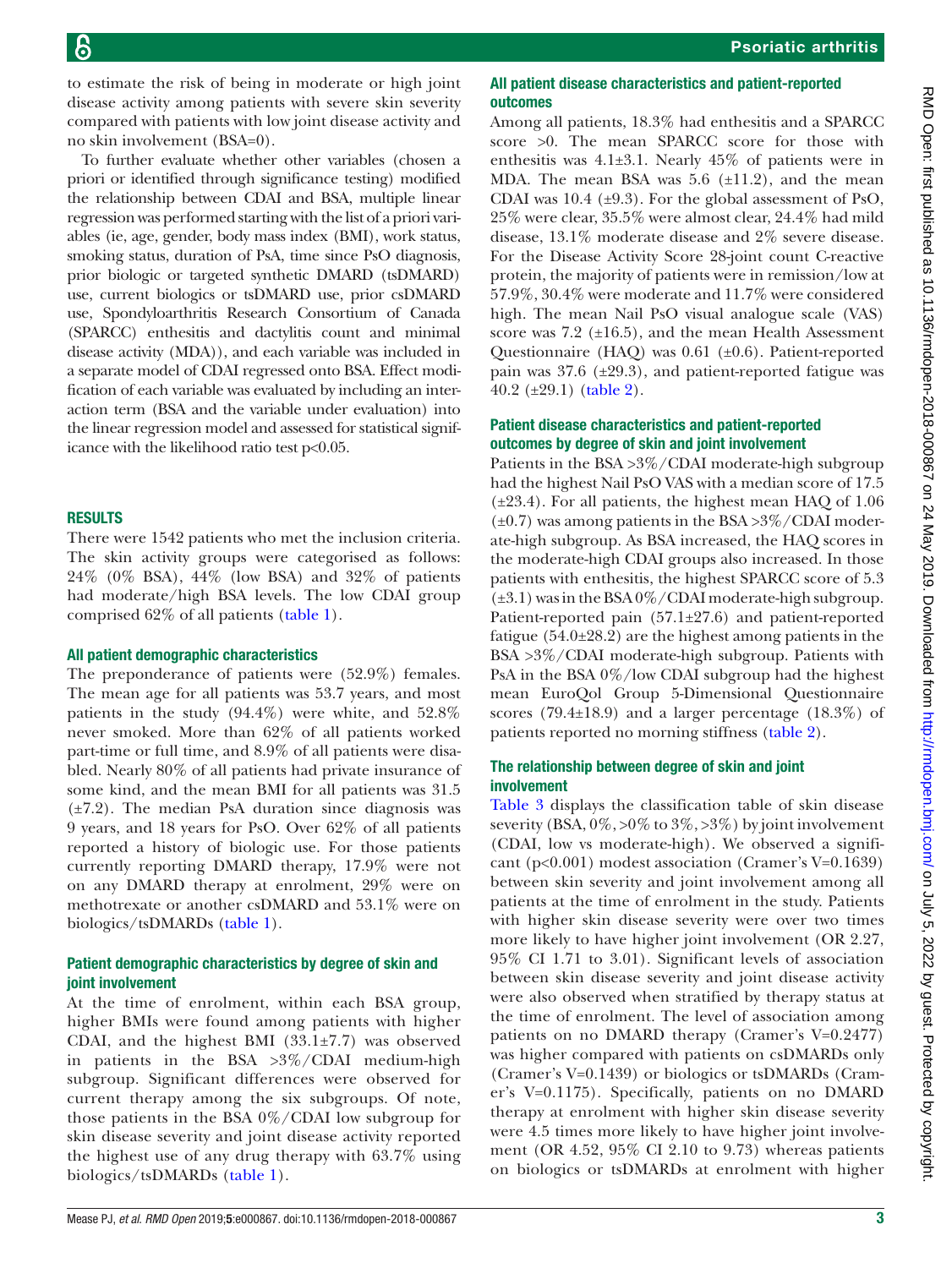to estimate the risk of being in moderate or high joint disease activity among patients with severe skin severity compared with patients with low joint disease activity and no skin involvement (BSA=0).

To further evaluate whether other variables (chosen a priori or identified through significance testing) modified the relationship between CDAI and BSA, multiple linear regression was performed starting with the list of a priori variables (ie, age, gender, body mass index (BMI), work status, smoking status, duration of PsA, time since PsO diagnosis, prior biologic or targeted synthetic DMARD (tsDMARD) use, current biologics or tsDMARD use, prior csDMARD use, Spondyloarthritis Research Consortium of Canada (SPARCC) enthesitis and dactylitis count and minimal disease activity (MDA)), and each variable was included in a separate model of CDAI regressed onto BSA. Effect modification of each variable was evaluated by including an interaction term (BSA and the variable under evaluation) into the linear regression model and assessed for statistical significance with the likelihood ratio test $p<0.05$.

## RESULTS

There were 1542 patients who met the inclusion criteria. The skin activity groups were categorised as follows: 24% (0% BSA), 44% (low BSA) and 32% of patients had moderate/high BSA levels. The low CDAI group comprised 62% of all patients (table 1).

### All patient demographic characteristics

The preponderance of patients were (52.9%) females. The mean age for all patients was 53.7 years, and most patients in the study (94.4%) were white, and 52.8% never smoked. More than 62% of all patients worked part-time or full time, and 8.9% of all patients were disabled. Nearly 80% of all patients had private insurance of some kind, and the mean BMI for all patients was 31.5 (±7.2). The median PsA duration since diagnosis was 9 years, and 18 years for PsO. Over 62% of all patients reported a history of biologic use. For those patients currently reporting DMARD therapy, 17.9% were not on any DMARD therapy at enrolment, 29% were on methotrexate or another csDMARD and 53.1% were on biologics/tsDMARDs (table 1).

### Patient demographic characteristics by degree of skin and joint involvement

At the time of enrolment, within each BSA group, higher BMIs were found among patients with higher CDAI, and the highest BMI (33.1±7.7) was observed in patients in the BSA >3%/CDAI medium-high subgroup. Significant differences were observed for current therapy among the six subgroups. Of note, those patients in the BSA 0%/CDAI low subgroup for skin disease severity and joint disease activity reported the highest use of any drug therapy with 63.7% using biologics/tsDMARDs (table 1).

### All patient disease characteristics and patient-reported outcomes

Among all patients, 18.3% had enthesitis and a SPARCC score >0. The mean SPARCC score for those with enthesitis was 4.1±3.1. Nearly 45% of patients were in MDA. The mean BSA was 5.6 (±11.2), and the mean CDAI was 10.4 (±9.3). For the global assessment of PsO, 25% were clear, 35.5% were almost clear, 24.4% had mild disease, 13.1% moderate disease and 2% severe disease. For the Disease Activity Score 28-joint count C-reactive protein, the majority of patients were in remission/low at 57.9%, 30.4% were moderate and 11.7% were considered high. The mean Nail PsO visual analogue scale (VAS) score was 7.2 (±16.5), and the mean Health Assessment Questionnaire (HAQ) was 0.61 (±0.6). Patient-reported pain was 37.6 (±29.3), and patient-reported fatigue was 40.2 (±29.1) (table 2).

### Patient disease characteristics and patient-reported outcomes by degree of skin and joint involvement

Patients in the BSA >3%/CDAI moderate-high subgroup had the highest Nail PsO VAS with a median score of 17.5 (±23.4). For all patients, the highest mean HAQ of 1.06 (±0.7) was among patients in the BSA >3%/CDAI moderate-high subgroup. As BSA increased, the HAQ scores in the moderate-high CDAI groups also increased. In those patients with enthesitis, the highest SPARCC score of 5.3 (±3.1) was in the BSA 0%/CDAI moderate-high subgroup. Patient-reported pain (57.1±27.6) and patient-reported fatigue (54.0±28.2) are the highest among patients in the BSA >3%/CDAI moderate-high subgroup. Patients with PsA in the BSA 0%/low CDAI subgroup had the highest mean EuroQol Group 5-Dimensional Questionnaire scores (79.4±18.9) and a larger percentage (18.3%) of patients reported no morning stiffness (table 2).

### The relationship between degree of skin and joint involvement

Table 3 displays the classification table of skin disease severity (BSA, 0%, >0% to 3%, >3%) by joint involvement (CDAI, low vs moderate-high). We observed a significant ($p<0.001$) modest association (Cramer's V=0.1639) between skin severity and joint involvement among all patients at the time of enrolment in the study. Patients with higher skin disease severity were over two times more likely to have higher joint involvement (OR 2.27, 95% CI 1.71 to 3.01). Significant levels of association between skin disease severity and joint disease activity were also observed when stratified by therapy status at the time of enrolment. The level of association among patients on no DMARD therapy (Cramer's V=0.2477) was higher compared with patients on csDMARDs only (Cramer's V=0.1439) or biologics or tsDMARDs (Cramer's V=0.1175). Specifically, patients on no DMARD therapy at enrolment with higher skin disease severity were 4.5 times more likely to have higher joint involvement (OR 4.52, 95% CI 2.10 to 9.73) whereas patients on biologics or tsDMARDs at enrolment with higher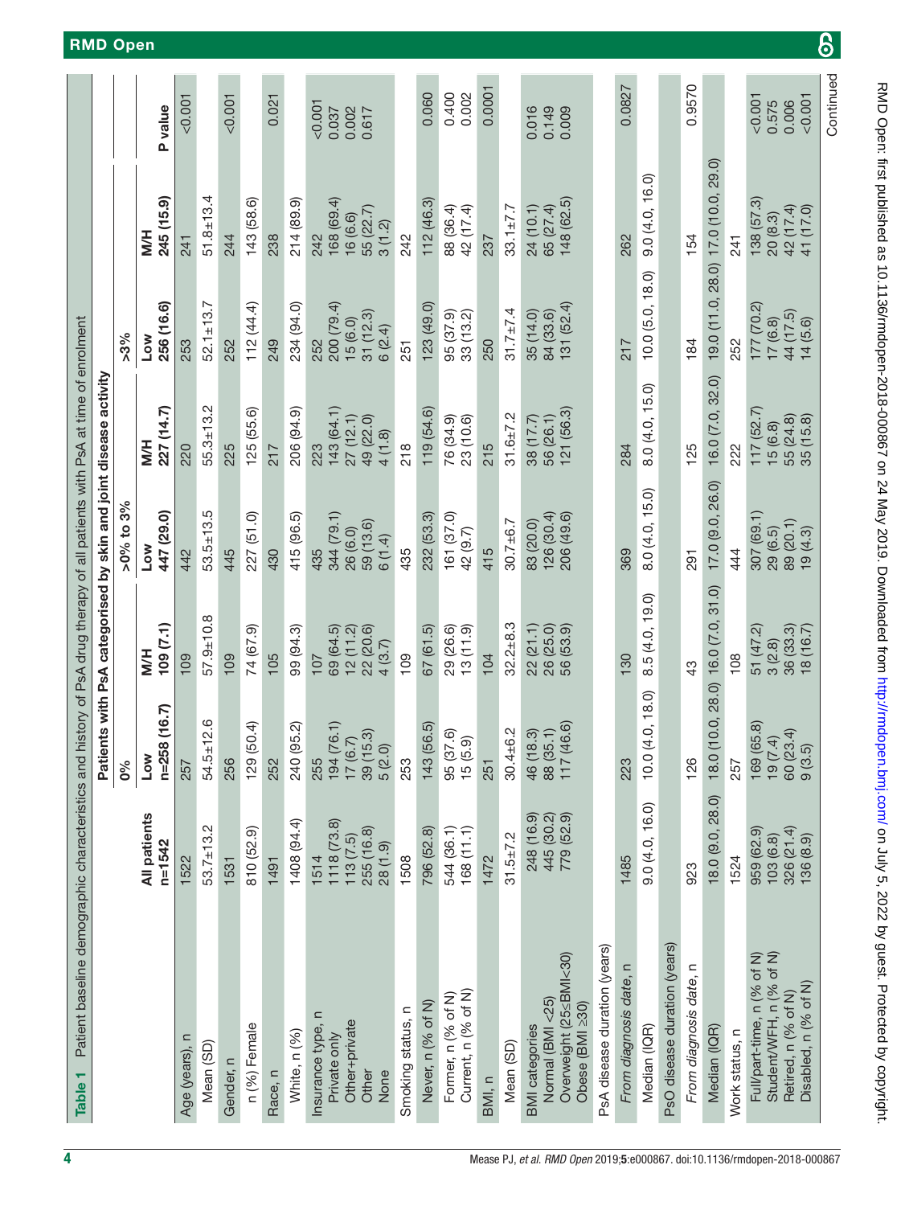**Table 1** Patient baseline demographic characteristics and history of PsA drug therapy of all patients with PsA at time of enrolment

| | All patients | Patients with PsA categorised by skin and joint disease activity | | | | | | P value |
|---|---|---|---|---|---|---|---|---|
| | | 0% | | >0% to 3% | | >3% | | |
| | n=1542 | Low n=258 (16.7) | M/H 109 (7.1) | Low 447 (29.0) | M/H 227 (14.7) | Low 256 (16.6) | M/H 245 (15.9) | |
| Age (years), n | 1522 | 257 | 109 | 442 | 220 | 253 | 241 | <0.001 |
| Mean (SD) | 53.7±13.2 | 54.5±12.6 | 57.9±10.8 | 53.5±13.5 | 55.3±13.2 | 52.1±13.7 | 51.8±13.4 | |
| Gender, n | 1531 | 256 | 109 | 445 | 225 | 252 | 244 | <0.001 |
| n (%) Female | 810 (52.9) | 129 (50.4) | 74 (67.9) | 227 (51.0) | 125 (55.6) | 112 (44.4) | 143 (58.6) | |
| Race, n | 1491 | 252 | 105 | 430 | 217 | 249 | 238 | 0.021 |
| White, n (%) | 1408 (94.4) | 240 (95.2) | 99 (94.3) | 415 (96.5) | 206 (94.9) | 234 (94.0) | 214 (89.9) | |
| Insurance type, n | 1514 | 255 | 107 | 435 | 223 | 252 | 242 | <0.001 |
| Private only | 1118 (73.8) | 194 (76.1) | 69 (64.5) | 344 (79.1) | 143 (64.1) | 200 (79.4) | 168 (69.4) | 0.037 |
| Other+private | 113 (7.5) | 17 (6.7) | 12 (11.2) | 26 (6.0) | 27 (12.1) | 15 (6.0) | 16 (6.6) | 0.002 |
| Other | 255 (16.8) | 39 (15.3) | 22 (20.6) | 59 (13.6) | 49 (22.0) | 31 (12.3) | 55 (22.7) | 0.617 |
| None | 28 (1.9) | 5 (2.0) | 4 (3.7) | 6 (1.4) | 4 (1.8) | 6 (2.4) | 3 (1.2) | |
| Smoking status, n | 1508 | 253 | 109 | 435 | 218 | 251 | 242 | |
| Never, n (% of N) | 796 (52.8) | 143 (56.5) | 67 (61.5) | 232 (53.3) | 119 (54.6) | 123 (49.0) | 112 (46.3) | 0.060 |
| Former, n (% of N) | 544 (36.1) | 95 (37.6) | 29 (26.6) | 161 (37.0) | 76 (34.9) | 95 (37.9) | 88 (36.4) | 0.400 |
| Current, n (% of N) | 168 (11.1) | 15 (5.9) | 13 (11.9) | 42 (9.7) | 23 (10.6) | 33 (13.2) | 42 (17.4) | 0.002 |
| BMI, n | 1472 | 251 | 104 | 415 | 215 | 250 | 237 | 0.0001 |
| Mean (SD) | 31.5±7.2 | 30.4±6.2 | 32.2±8.3 | 30.7±6.7 | 31.6±7.2 | 31.7±7.4 | 33.1±7.7 | |
| BMI categories | | | | | | | | |
| Normal (BMI <25) | 248 (16.9) | 46 (18.3) | 22 (21.1) | 83 (20.0) | 38 (17.7) | 35 (14.0) | 24 (10.1) | 0.016 |
| Overweight (25≤BMI<30) | 445 (30.2) | 88 (35.1) | 26 (25.0) | 126 (30.4) | 56 (26.1) | 84 (33.6) | 65 (27.4) | 0.149 |
| Obese (BMI ≥30) | 779 (52.9) | 117 (46.6) | 56 (53.9) | 206 (49.6) | 121 (56.3) | 131 (52.4) | 148 (62.5) | 0.009 |
| PsA disease duration (years) | | | | | | | | |
| *From diagnosis date*, n | 1485 | 223 | 130 | 369 | 284 | 217 | 262 | 0.0827 |
| Median (IQR) | 9.0 (4.0, 16.0) | 10.0 (4.0, 18.0) | 8.5 (4.0, 19.0) | 8.0 (4.0, 15.0) | 8.0 (4.0, 15.0) | 10.0 (5.0, 18.0) | 9.0 (4.0, 16.0) | |
| PsO disease duration (years) | | | | | | | | |
| *From diagnosis date*, n | 923 | 126 | 43 | 291 | 125 | 184 | 154 | 0.9570 |
| Median (IQR) | 18.0 (9.0, 28.0) | 18.0 (10.0, 28.0) | 16.0 (7.0, 31.0) | 17.0 (9.0, 26.0) | 16.0 (7.0, 32.0) | 19.0 (11.0, 28.0) | 17.0 (10.0, 29.0) | |
| Work status, n | 1524 | 257 | 108 | 444 | 222 | 252 | 241 | |
| Full/part-time, n (% of N) | 959 (62.9) | 169 (65.8) | 51 (47.2) | 307 (69.1) | 117 (52.7) | 177 (70.2) | 138 (57.3) | <0.001 |
| Student/WFH, n (% of N) | 103 (6.8) | 19 (7.4) | 3 (2.8) | 29 (6.5) | 15 (6.8) | 17 (6.8) | 20 (8.3) | 0.575 |
| Retired, n (% of N) | 326 (21.4) | 60 (23.4) | 36 (33.3) | 89 (20.1) | 55 (24.8) | 44 (17.5) | 42 (17.4) | 0.006 |
| Disabled, n (% of N) | 136 (8.9) | 9 (3.5) | 18 (16.7) | 19 (4.3) | 35 (15.8) | 14 (5.6) | 41 (17.0) | <0.001 |

Continued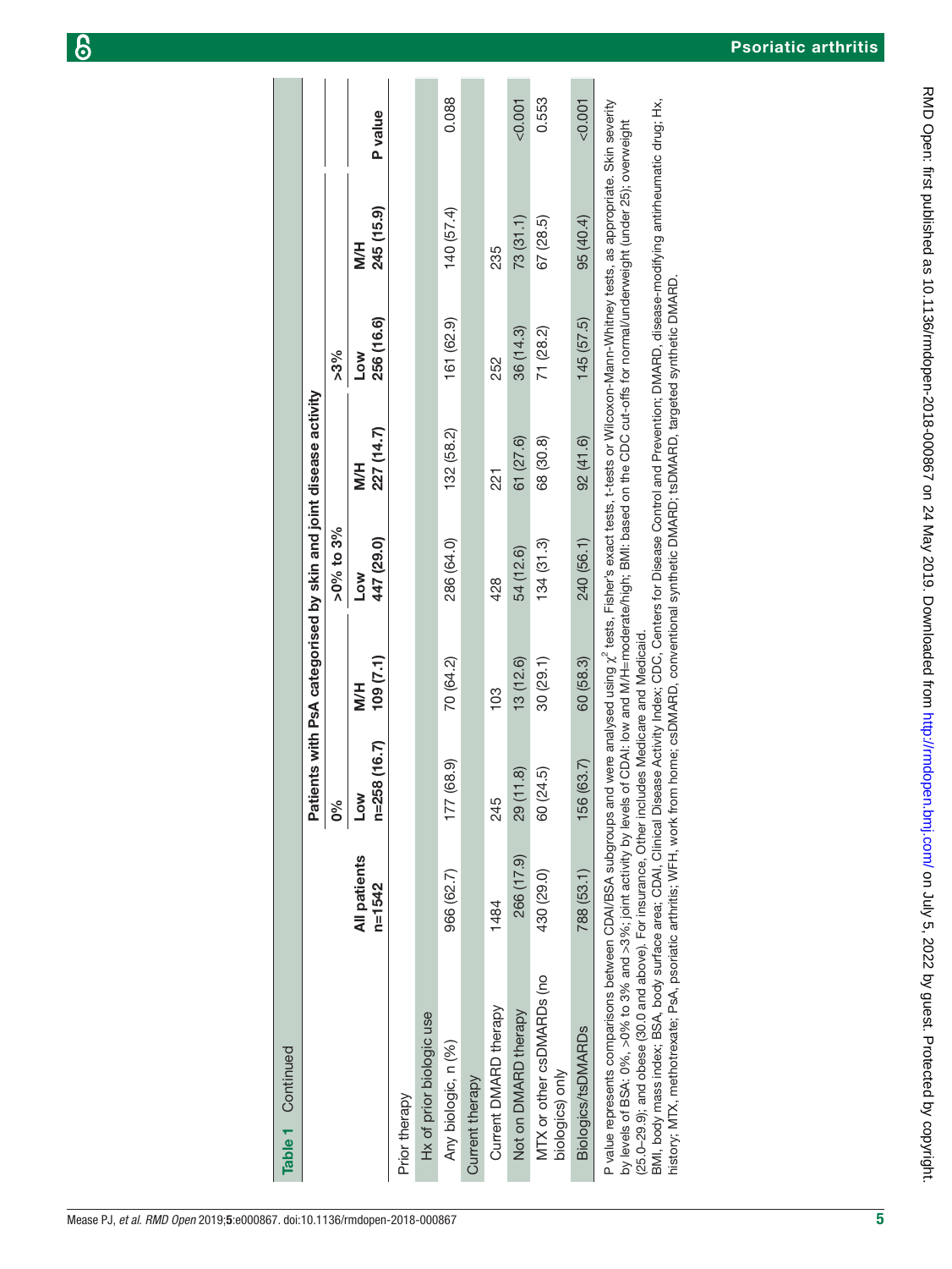**Table 1** Continued

| | All patients | Patients with PsA categorised by skin and joint disease activity | | | | | | P value |
|---|---|---|---|---|---|---|---|---|
| | | 0% | | >0% to 3% | | >3% | | |
| | n=1542 | Low n=258 (16.7) | M/H 109 (7.1) | Low 447 (29.0) | M/H 227 (14.7) | Low 256 (16.6) | M/H 245 (15.9) | |
| Prior therapy | | | | | | | | |
| Hx of prior biologic use | | | | | | | | |
| Any biologic, n (%) | 966 (62.7) | 177 (68.9) | 70 (64.2) | 286 (64.0) | 132 (58.2) | 161 (62.9) | 140 (57.4) | 0.088 |
| Current therapy | | | | | | | | |
| Current DMARD therapy | 1484 | 245 | 103 | 428 | 221 | 252 | 235 | |
| Not on DMARD therapy | 266 (17.9) | 29 (11.8) | 13 (12.6) | 54 (12.6) | 61 (27.6) | 36 (14.3) | 73 (31.1) | <0.001 |
| MTX or other csDMARDs (no biologics) only | 430 (29.0) | 60 (24.5) | 30 (29.1) | 134 (31.3) | 68 (30.8) | 71 (28.2) | 67 (28.5) | 0.553 |
| Biologics/tsDMARDs | 788 (53.1) | 156 (63.7) | 60 (58.3) | 240 (56.1) | 92 (41.6) | 145 (57.5) | 95 (40.4) | <0.001 |

P value represents comparisons between CDAI/BSA subgroups and were analysed using $\chi^2$ tests, Fisher's exact tests, t-tests or Wilcoxon-Mann-Whitney tests, as appropriate. Skin severity by levels of BSA: 0%, >0% to 3% and >3%; joint activity by levels of CDAI: low and M/H=moderate/high; BMI: based on the CDC cut-offs for normal/underweight (under 25); overweight (25.0–29.9); and obese (30.0 and above). For insurance, Other includes Medicare and Medicaid.

BMI, body mass index; BSA, body surface area; CDAI, Clinical Disease Activity Index; CDC, Centers for Disease Control and Prevention; DMARD, disease-modifying antirheumatic drug; Hx, history; MTX, methotrexate; PsA, psoriatic arthritis; WFH, work from home; csDMARD, conventional synthetic DMARD; tsDMARD, targeted synthetic DMARD.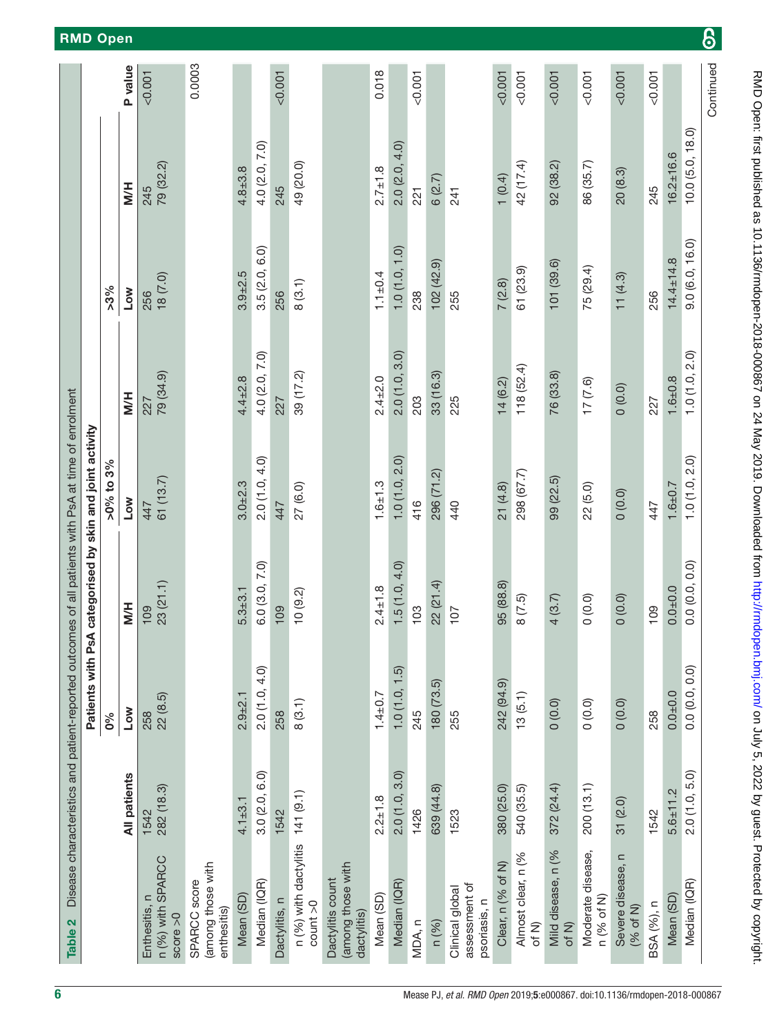**Table 2** Disease characteristics and patient-reported outcomes of all patients with PsA at time of enrolment

| | All patients | Patients with PsA categorised by skin and joint activity | | | | | | P value |
|---|---|---|---|---|---|---|---|---|
| | | 0% | | >0% to 3% | | >3% | | |
| | | Low | M/H | Low | M/H | Low | M/H | |
| Enthesitis, n | 1542 | 258 | 109 | 447 | 227 | 256 | 245 | <0.001 |
| n (%) with SPARCC score >0 | 282 (18.3) | 22 (8.5) | 23 (21.1) | 61 (13.7) | 79 (34.9) | 18 (7.0) | 79 (32.2) | |
| SPARCC score (among those with enthesitis) | | | | | | | | 0.0003 |
| Mean (SD) | 4.1±3.1 | 2.9±2.1 | 5.3±3.1 | 3.0±2.3 | 4.4±2.8 | 3.9±2.5 | 4.8±3.8 | |
| Median (IQR) | 3.0 (2.0, 6.0) | 2.0 (1.0, 4.0) | 6.0 (3.0, 7.0) | 2.0 (1.0, 4.0) | 4.0 (2.0, 7.0) | 3.5 (2.0, 6.0) | 4.0 (2.0, 7.0) | |
| Dactylitis, n | 1542 | 258 | 109 | 447 | 227 | 256 | 245 | <0.001 |
| n (%) with dactylitis count >0 | 141 (9.1) | 8 (3.1) | 10 (9.2) | 27 (6.0) | 39 (17.2) | 8 (3.1) | 49 (20.0) | |
| Dactylitis count (among those with dactylitis) | | | | | | | | 0.018 |
| Mean (SD) | 2.2±1.8 | 1.4±0.7 | 2.4±1.8 | 1.6±1.3 | 2.4±2.0 | 1.1±0.4 | 2.7±1.8 | |
| Median (IQR) | 2.0 (1.0, 3.0) | 1.0 (1.0, 1.5) | 1.5 (1.0, 4.0) | 1.0 (1.0, 2.0) | 2.0 (1.0, 3.0) | 1.0 (1.0, 1.0) | 2.0 (2.0, 4.0) | |
| MDA, n | 1426 | 245 | 103 | 416 | 203 | 238 | 221 | <0.001 |
| n (%) | 639 (44.8) | 180 (73.5) | 22 (21.4) | 296 (71.2) | 33 (16.3) | 102 (42.9) | 6 (2.7) | |
| Clinical global assessment of psoriasis, n | 1523 | 255 | 107 | 440 | 225 | 255 | 241 | |
| Clear, n (% of N) | 380 (25.0) | 242 (94.9) | 95 (88.8) | 21 (4.8) | 14 (6.2) | 7 (2.8) | 1 (0.4) | <0.001 |
| Almost clear, n (% of N) | 540 (35.5) | 13 (5.1) | 8 (7.5) | 298 (67.7) | 118 (52.4) | 61 (23.9) | 42 (17.4) | <0.001 |
| Mild disease, n (% of N) | 372 (24.4) | 0 (0.0) | 4 (3.7) | 99 (22.5) | 76 (33.8) | 101 (39.6) | 92 (38.2) | <0.001 |
| Moderate disease, n (% of N) | 200 (13.1) | 0 (0.0) | 0 (0.0) | 22 (5.0) | 17 (7.6) | 75 (29.4) | 86 (35.7) | <0.001 |
| Severe disease, n (% of N) | 31 (2.0) | 0 (0.0) | 0 (0.0) | 0 (0.0) | 0 (0.0) | 11 (4.3) | 20 (8.3) | <0.001 |
| BSA (%), n | 1542 | 258 | 109 | 447 | 227 | 256 | 245 | <0.001 |
| Mean (SD) | 5.6±11.2 | 0.0±0.0 | 0.0±0.0 | 1.6±0.7 | 1.6±0.8 | 14.4±14.8 | 16.2±16.6 | |
| Median (IQR) | 2.0 (1.0, 5.0) | 0.0 (0.0, 0.0) | 0.0 (0.0, 0.0) | 1.0 (1.0, 2.0) | 1.0 (1.0, 2.0) | 9.0 (6.0, 16.0) | 10.0 (5.0, 18.0) | |

Continued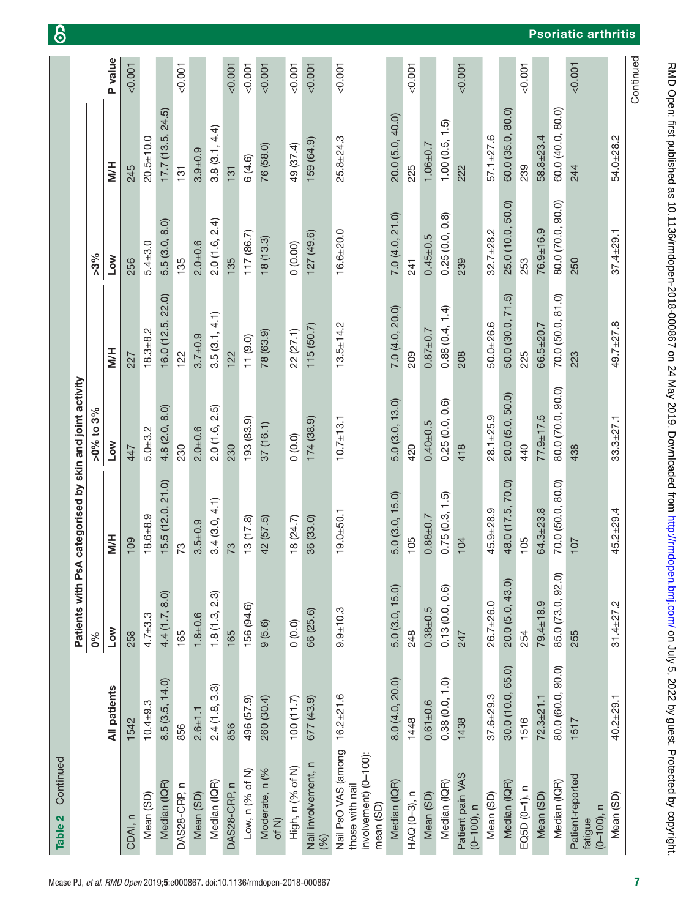**Table 2** Continued

| | All patients | Patients with PsA categorised by skin and joint activity | | | | | | P value |
|---|---|---|---|---|---|---|---|---|
| | | 0% | | >0% to 3% | | >3% | | |
| | | Low | M/H | Low | M/H | Low | M/H | |
| CDAI, n | 1542 | 258 | 109 | 447 | 227 | 256 | 245 | <0.001 |
| Mean (SD) | 10.4±9.3 | 4.7±3.3 | 18.6±8.9 | 5.0±3.2 | 18.3±8.2 | 5.4±3.0 | 20.5±10.0 | |
| Median (IQR) | 8.5 (3.5, 14.0) | 4.4 (1.7, 8.0) | 15.5 (12.0, 21.0) | 4.8 (2.0, 8.0) | 16.0 (12.5, 22.0) | 5.5 (3.0, 8.0) | 17.7 (13.5, 24.5) | |
| DAS28-CRP, n | 856 | 165 | 73 | 230 | 122 | 135 | 131 | <0.001 |
| Mean (SD) | 2.6±1.1 | 1.8±0.6 | 3.5±0.9 | 2.0±0.6 | 3.7±0.9 | 2.0±0.6 | 3.9±0.9 | |
| Median (IQR) | 2.4 (1.8, 3.3) | 1.8 (1.3, 2.3) | 3.4 (3.0, 4.1) | 2.0 (1.6, 2.5) | 3.5 (3.1, 4.1) | 2.0 (1.6, 2.4) | 3.8 (3.1, 4.4) | |
| DAS28-CRP, n | 856 | 165 | 73 | 230 | 122 | 135 | 131 | <0.001 |
| Low, n (% of N) | 496 (57.9) | 156 (94.6) | 13 (17.8) | 193 (83.9) | 11 (9.0) | 117 (86.7) | 6 (4.6) | <0.001 |
| Moderate, n (% of N) | 260 (30.4) | 9 (5.6) | 42 (57.5) | 37 (16.1) | 78 (63.9) | 18 (13.3) | 76 (58.0) | <0.001 |
| High, n (% of N) | 100 (11.7) | 0 (0.0) | 18 (24.7) | 0 (0.0) | 22 (27.1) | 0 (0.00) | 49 (37.4) | <0.001 |
| Nail involvement, n (%) | 677 (43.9) | 66 (25.6) | 36 (33.0) | 174 (38.9) | 115 (50.7) | 127 (49.6) | 159 (64.9) | <0.001 |
| Nail PsO VAS (among those with nail involvement) (0–100): mean (SD) | 16.2±21.6 | 9.9±10.3 | 19.0±50.1 | 10.7±13.1 | 13.5±14.2 | 16.6±20.0 | 25.8±24.3 | <0.001 |
| Median (IQR) | 8.0 (4.0, 20.0) | 5.0 (3.0, 15.0) | 5.0 (3.0, 15.0) | 5.0 (3.0, 13.0) | 7.0 (4.0, 20.0) | 7.0 (4.0, 21.0) | 20.0 (5.0, 40.0) | |
| HAQ (0–3), n | 1448 | 248 | 105 | 420 | 209 | 241 | 225 | <0.001 |
| Mean (SD) | 0.61±0.6 | 0.38±0.5 | 0.88±0.7 | 0.40±0.5 | 0.87±0.7 | 0.45±0.5 | 1.06±0.7 | |
| Median (IQR) | 0.38 (0.0, 1.0) | 0.13 (0.0, 0.6) | 0.75 (0.3, 1.5) | 0.25 (0.0, 0.6) | 0.88 (0.4, 1.4) | 0.25 (0.0, 0.8) | 1.00 (0.5, 1.5) | |
| Patient pain VAS (0–100), n | 1438 | 247 | 104 | 418 | 208 | 239 | 222 | <0.001 |
| Mean (SD) | 37.6±29.3 | 26.7±26.0 | 45.9±28.9 | 28.1±25.9 | 50.0±26.6 | 32.7±28.2 | 57.1±27.6 | |
| Median (IQR) | 30.0 (10.0, 65.0) | 20.0 (5.0, 43.0) | 48.0 (17.5, 70.0) | 20.0 (5.0, 50.0) | 50.0 (30.0, 71.5) | 25.0 (10.0, 50.0) | 60.0 (35.0, 80.0) | |
| EQ5D (0–1), n | 1516 | 254 | 105 | 440 | 225 | 253 | 239 | <0.001 |
| Mean (SD) | 72.3±21.1 | 79.4±18.9 | 64.3±23.8 | 77.9±17.5 | 66.5±20.7 | 76.9±16.9 | 58.8±23.4 | |
| Median (IQR) | 80.0 (60.0, 90.0) | 85.0 (73.0, 92.0) | 70.0 (50.0, 80.0) | 80.0 (70.0, 90.0) | 70.0 (50.0, 81.0) | 80.0 (70.0, 90.0) | 60.0 (40.0, 80.0) | |
| Patient-reported fatigue (0–100), n | 1517 | 255 | 107 | 438 | 223 | 250 | 244 | <0.001 |
| Mean (SD) | 40.2±29.1 | 31.4±27.2 | 45.2±29.4 | 33.3±27.1 | 49.7±27.8 | 37.4±29.1 | 54.0±28.2 | |

Continued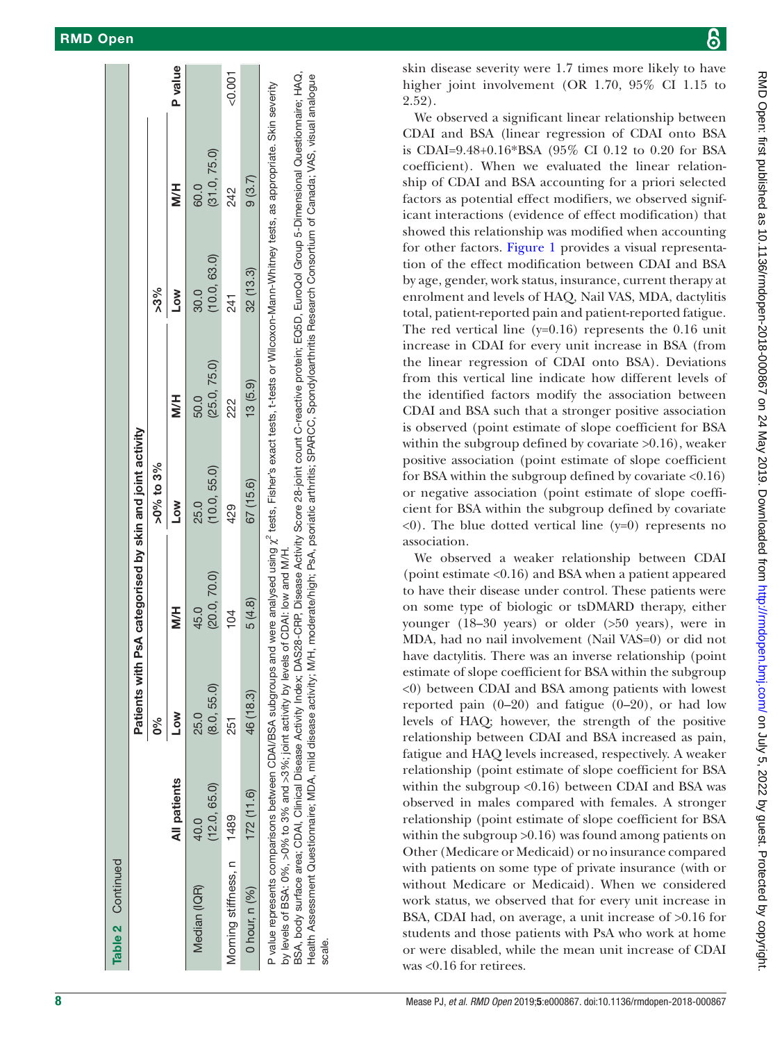**Table 2** Continued

| | All patients | Patients with PsA categorised by skin and joint activity | | | | | | P value |
|---|---|---|---|---|---|---|---|---|
| | | 0% | | >0% to 3% | | >3% | | |
| | | Low | M/H | Low | M/H | Low | M/H | |
| Median (IQR) | 40.0 (12.0, 65.0) | 25.0 (8.0, 55.0) | 45.0 (20.0, 70.0) | 25.0 (10.0, 55.0) | 50.0 (25.0, 75.0) | 30.0 (10.0, 63.0) | 60.0 (31.0, 75.0) | |
| Morning stiffness, n | 1489 | 251 | 104 | 429 | 222 | 241 | 242 | <0.001 |
| 0 hour, n (%) | 172 (11.6) | 46 (18.3) | 5 (4.8) | 67 (15.6) | 13 (5.9) | 32 (13.3) | 9 (3.7) | |

P value represents comparisons between CDAI/BSA subgroups and were analysed using $\chi^2$ tests, Fisher's exact tests, t-tests or Wilcoxon-Mann-Whitney tests, as appropriate. Skin severity by levels of BSA: 0%, >0% to 3% and >3%; joint activity by levels of CDAI: low and M/H.

BSA, body surface area; CDAI, Clinical Disease Activity Index; DAS28-CRP, Disease Activity Score 28-joint count C-reactive protein; EQ5D, EuroQol Group 5-Dimensional Questionnaire; HAQ, Health Assessment Questionnaire; MDA, mild disease activity; M/H, moderate/high; PsA, psoriatic arthritis; SPARCC, Spondyloarthritis Research Consortium of Canada; VAS, visual analogue scale.

skin disease severity were 1.7 times more likely to have higher joint involvement (OR 1.70, 95% CI 1.15 to 2.52).

We observed a significant linear relationship between CDAI and BSA (linear regression of CDAI onto BSA is CDAI=9.48+0.16*BSA (95% CI 0.12 to 0.20 for BSA coefficient). When we evaluated the linear relationship of CDAI and BSA accounting for a priori selected factors as potential effect modifiers, we observed significant interactions (evidence of effect modification) that showed this relationship was modified when accounting for other factors. Figure 1 provides a visual representation of the effect modification between CDAI and BSA by age, gender, work status, insurance, current therapy at enrolment and levels of HAQ, Nail VAS, MDA, dactylitis total, patient-reported pain and patient-reported fatigue. The red vertical line (y=0.16) represents the 0.16 unit increase in CDAI for every unit increase in BSA (from the linear regression of CDAI onto BSA). Deviations from this vertical line indicate how different levels of the identified factors modify the association between CDAI and BSA such that a stronger positive association is observed (point estimate of slope coefficient for BSA within the subgroup defined by covariate >0.16), weaker positive association (point estimate of slope coefficient for BSA within the subgroup defined by covariate <0.16) or negative association (point estimate of slope coefficient for BSA within the subgroup defined by covariate <0). The blue dotted vertical line (y=0) represents no association.

We observed a weaker relationship between CDAI (point estimate <0.16) and BSA when a patient appeared to have their disease under control. These patients were on some type of biologic or tsDMARD therapy, either younger (18–30 years) or older (>50 years), were in MDA, had no nail involvement (Nail VAS=0) or did not have dactylitis. There was an inverse relationship (point estimate of slope coefficient for BSA within the subgroup <0) between CDAI and BSA among patients with lowest reported pain (0–20) and fatigue (0–20), or had low levels of HAQ; however, the strength of the positive relationship between CDAI and BSA increased as pain, fatigue and HAQ levels increased, respectively. A weaker relationship (point estimate of slope coefficient for BSA within the subgroup <0.16) between CDAI and BSA was observed in males compared with females. A stronger relationship (point estimate of slope coefficient for BSA within the subgroup >0.16) was found among patients on Other (Medicare or Medicaid) or no insurance compared with patients on some type of private insurance (with or without Medicare or Medicaid). When we considered work status, we observed that for every unit increase in BSA, CDAI had, on average, a unit increase of >0.16 for students and those patients with PsA who work at home or were disabled, while the mean unit increase of CDAI was <0.16 for retirees.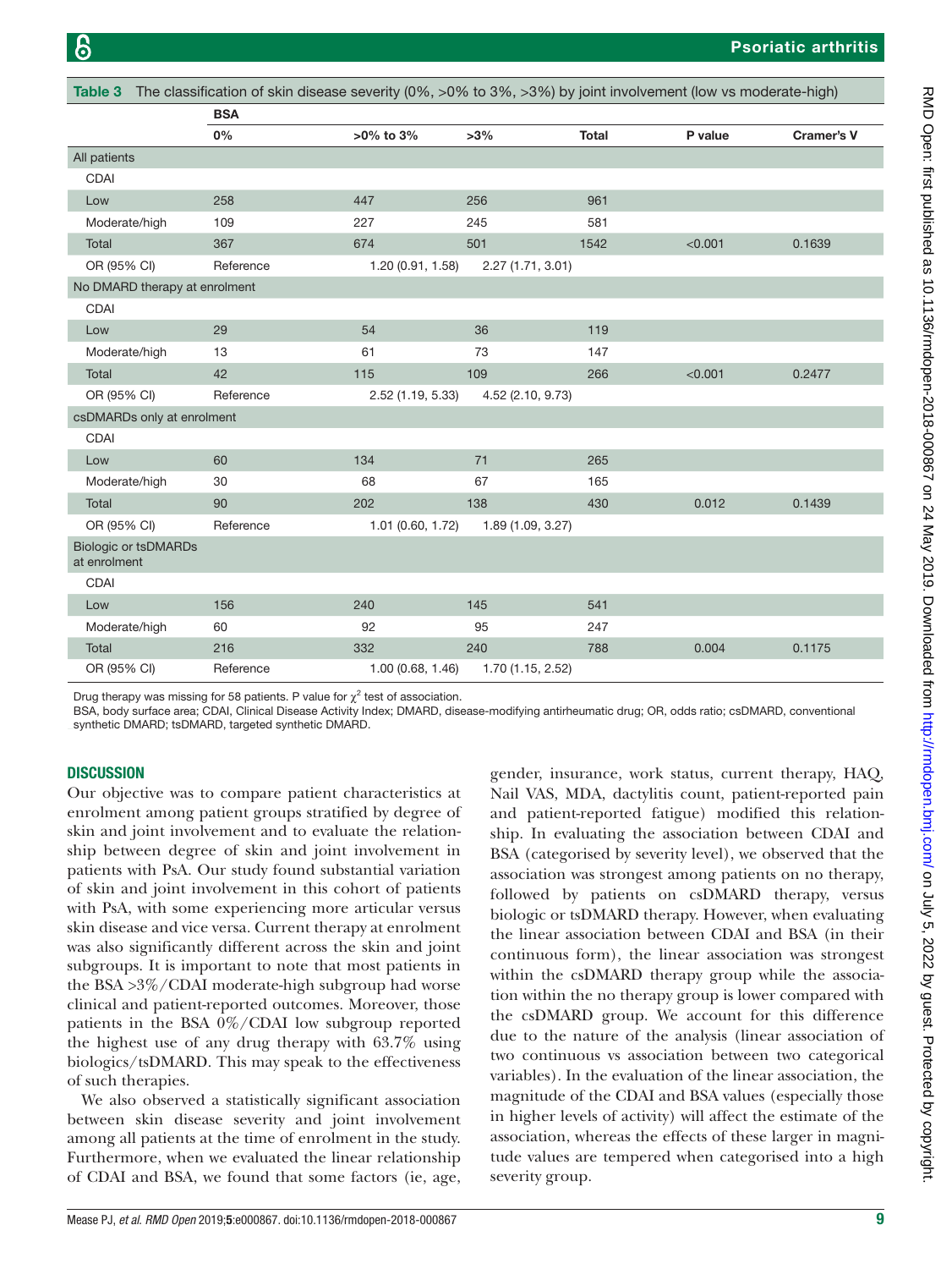Table 3 The classification of skin disease severity (0%, >0% to 3%, >3%) by joint involvement (low vs moderate-high)

| | BSA | | | | | |
|---|---|---|---|---|---|---|
| | 0% | >0% to 3% | >3% | Total | P value | Cramer's V |
| **All patients** | | | | | | |
| CDAI | | | | | | |
| Low | 258 | 447 | 256 | 961 | | |
| Moderate/high | 109 | 227 | 245 | 581 | | |
| Total | 367 | 674 | 501 | 1542 | <0.001 | 0.1639 |
| OR (95% CI) | Reference | 1.20 (0.91, 1.58) | 2.27 (1.71, 3.01) | | | |
| **No DMARD therapy at enrolment** | | | | | | |
| CDAI | | | | | | |
| Low | 29 | 54 | 36 | 119 | | |
| Moderate/high | 13 | 61 | 73 | 147 | | |
| Total | 42 | 115 | 109 | 266 | <0.001 | 0.2477 |
| OR (95% CI) | Reference | 2.52 (1.19, 5.33) | 4.52 (2.10, 9.73) | | | |
| **csDMARDs only at enrolment** | | | | | | |
| CDAI | | | | | | |
| Low | 60 | 134 | 71 | 265 | | |
| Moderate/high | 30 | 68 | 67 | 165 | | |
| Total | 90 | 202 | 138 | 430 | 0.012 | 0.1439 |
| OR (95% CI) | Reference | 1.01 (0.60, 1.72) | 1.89 (1.09, 3.27) | | | |
| **Biologic or tsDMARDs at enrolment** | | | | | | |
| CDAI | | | | | | |
| Low | 156 | 240 | 145 | 541 | | |
| Moderate/high | 60 | 92 | 95 | 247 | | |
| Total | 216 | 332 | 240 | 788 | 0.004 | 0.1175 |
| OR (95% CI) | Reference | 1.00 (0.68, 1.46) | 1.70 (1.15, 2.52) | | | |

Drug therapy was missing for 58 patients. P value for $\chi^2$ test of association.

BSA, body surface area; CDAI, Clinical Disease Activity Index; DMARD, disease-modifying antirheumatic drug; OR, odds ratio; csDMARD, conventional synthetic DMARD; tsDMARD, targeted synthetic DMARD.

## DISCUSSION

Our objective was to compare patient characteristics at enrolment among patient groups stratified by degree of skin and joint involvement and to evaluate the relationship between degree of skin and joint involvement in patients with PsA. Our study found substantial variation of skin and joint involvement in this cohort of patients with PsA, with some experiencing more articular versus skin disease and vice versa. Current therapy at enrolment was also significantly different across the skin and joint subgroups. It is important to note that most patients in the BSA >3%/CDAI moderate-high subgroup had worse clinical and patient-reported outcomes. Moreover, those patients in the BSA 0%/CDAI low subgroup reported the highest use of any drug therapy with 63.7% using biologics/tsDMARD. This may speak to the effectiveness of such therapies.

We also observed a statistically significant association between skin disease severity and joint involvement among all patients at the time of enrolment in the study. Furthermore, when we evaluated the linear relationship of CDAI and BSA, we found that some factors (ie, age, gender, insurance, work status, current therapy, HAQ, Nail VAS, MDA, dactylitis count, patient-reported pain and patient-reported fatigue) modified this relationship. In evaluating the association between CDAI and BSA (categorised by severity level), we observed that the association was strongest among patients on no therapy, followed by patients on csDMARD therapy, versus biologic or tsDMARD therapy. However, when evaluating the linear association between CDAI and BSA (in their continuous form), the linear association was strongest within the csDMARD therapy group while the association within the no therapy group is lower compared with the csDMARD group. We account for this difference due to the nature of the analysis (linear association of two continuous vs association between two categorical variables). In the evaluation of the linear association, the magnitude of the CDAI and BSA values (especially those in higher levels of activity) will affect the estimate of the association, whereas the effects of these larger in magnitude values are tempered when categorised into a high severity group.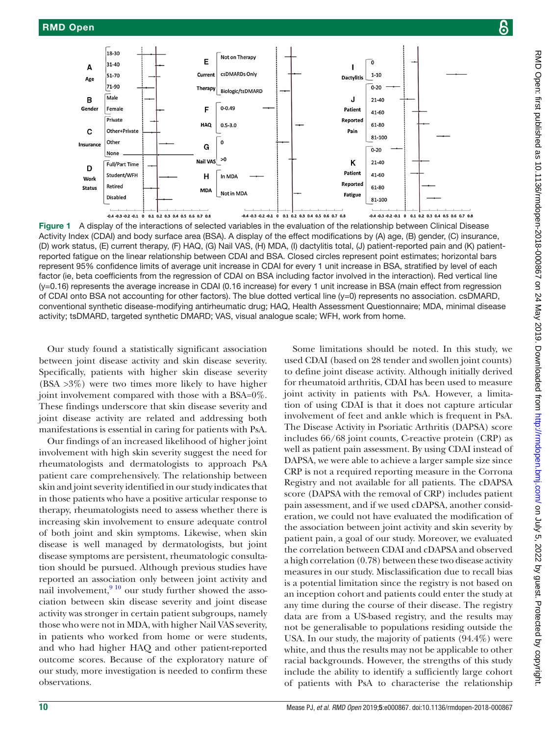A
Age
18-30
31-40
51-70
71-90

B
Gender
Male
Female

C
Insurance
Private
Other+Private
Other
None

D
Work Status
Full/Part Time
Student/WFH
Retired
Disabled

-0.4 -0.3 -0.2 -0.1 0 0.1 0.2 0.3 0.4 0.5 0.6 0.7 0.8

E
Current Therapy
Not on Therapy
csDMARDs Only
Biologic/tsDMARD

F
HAQ
0-0.49
0.5-3.0

G
Nail VAS
0
>0

H
MDA
In MDA
Not in MDA

-0.4 -0.3 -0.2 -0.1 0 0.1 0.2 0.3 0.4 0.5 0.6 0.7 0.8

I
Dactylitis
0
1-10

J
Patient Reported Pain
0-20
21-40
41-60
61-80
81-100

K
Patient Reported Fatigue
0-20
21-40
41-60
61-80
81-100

-0.4 -0.3 -0.2 -0.1 0 0.1 0.2 0.3 0.4 0.5 0.6 0.7 0.8

**Figure 1** A display of the interactions of selected variables in the evaluation of the relationship between Clinical Disease Activity Index (CDAI) and body surface area (BSA). A display of the effect modifications by (A) age, (B) gender, (C) insurance, (D) work status, (E) current therapy, (F) HAQ, (G) Nail VAS, (H) MDA, (I) dactylitis total, (J) patient-reported pain and (K) patient-reported fatigue on the linear relationship between CDAI and BSA. Closed circles represent point estimates; horizontal bars represent 95% confidence limits of average unit increase in CDAI for every 1 unit increase in BSA, stratified by level of each factor (ie, beta coefficients from the regression of CDAI on BSA including factor involved in the interaction). Red vertical line (y=0.16) represents the average increase in CDAI (0.16 increase) for every 1 unit increase in BSA (main effect from regression of CDAI onto BSA not accounting for other factors). The blue dotted vertical line (y=0) represents no association. csDMARD, conventional synthetic disease-modifying antirheumatic drug; HAQ, Health Assessment Questionnaire; MDA, minimal disease activity; tsDMARD, targeted synthetic DMARD; VAS, visual analogue scale; WFH, work from home.

Our study found a statistically significant association between joint disease activity and skin disease severity. Specifically, patients with higher skin disease severity (BSA >3%) were two times more likely to have higher joint involvement compared with those with a BSA=0%. These findings underscore that skin disease severity and joint disease activity are related and addressing both manifestations is essential in caring for patients with PsA.

Our findings of an increased likelihood of higher joint involvement with high skin severity suggest the need for rheumatologists and dermatologists to approach PsA patient care comprehensively. The relationship between skin and joint severity identified in our study indicates that in those patients who have a positive articular response to therapy, rheumatologists need to assess whether there is increasing skin involvement to ensure adequate control of both joint and skin symptoms. Likewise, when skin disease is well managed by dermatologists, but joint disease symptoms are persistent, rheumatologic consultation should be pursued. Although previous studies have reported an association only between joint activity and nail involvement,[9,10] our study further showed the association between skin disease severity and joint disease activity was stronger in certain patient subgroups, namely those who were not in MDA, with higher Nail VAS severity, in patients who worked from home or were students, and who had higher HAQ and other patient-reported outcome scores. Because of the exploratory nature of our study, more investigation is needed to confirm these observations.

Some limitations should be noted. In this study, we used CDAI (based on 28 tender and swollen joint counts) to define joint disease activity. Although initially derived for rheumatoid arthritis, CDAI has been used to measure joint activity in patients with PsA. However, a limitation of using CDAI is that it does not capture articular involvement of feet and ankle which is frequent in PsA. The Disease Activity in Psoriatic Arthritis (DAPSA) score includes 66/68 joint counts, C-reactive protein (CRP) as well as patient pain assessment. By using CDAI instead of DAPSA, we were able to achieve a larger sample size since CRP is not a required reporting measure in the Corrona Registry and not available for all patients. The cDAPSA score (DAPSA with the removal of CRP) includes patient pain assessment, and if we used cDAPSA, another consideration, we could not have evaluated the modification of the association between joint activity and skin severity by patient pain, a goal of our study. Moreover, we evaluated the correlation between CDAI and cDAPSA and observed a high correlation (0.78) between these two disease activity measures in our study. Misclassification due to recall bias is a potential limitation since the registry is not based on an inception cohort and patients could enter the study at any time during the course of their disease. The registry data are from a US-based registry, and the results may not be generalisable to populations residing outside the USA. In our study, the majority of patients (94.4%) were white, and thus the results may not be applicable to other racial backgrounds. However, the strengths of this study include the ability to identify a sufficiently large cohort of patients with PsA to characterise the relationship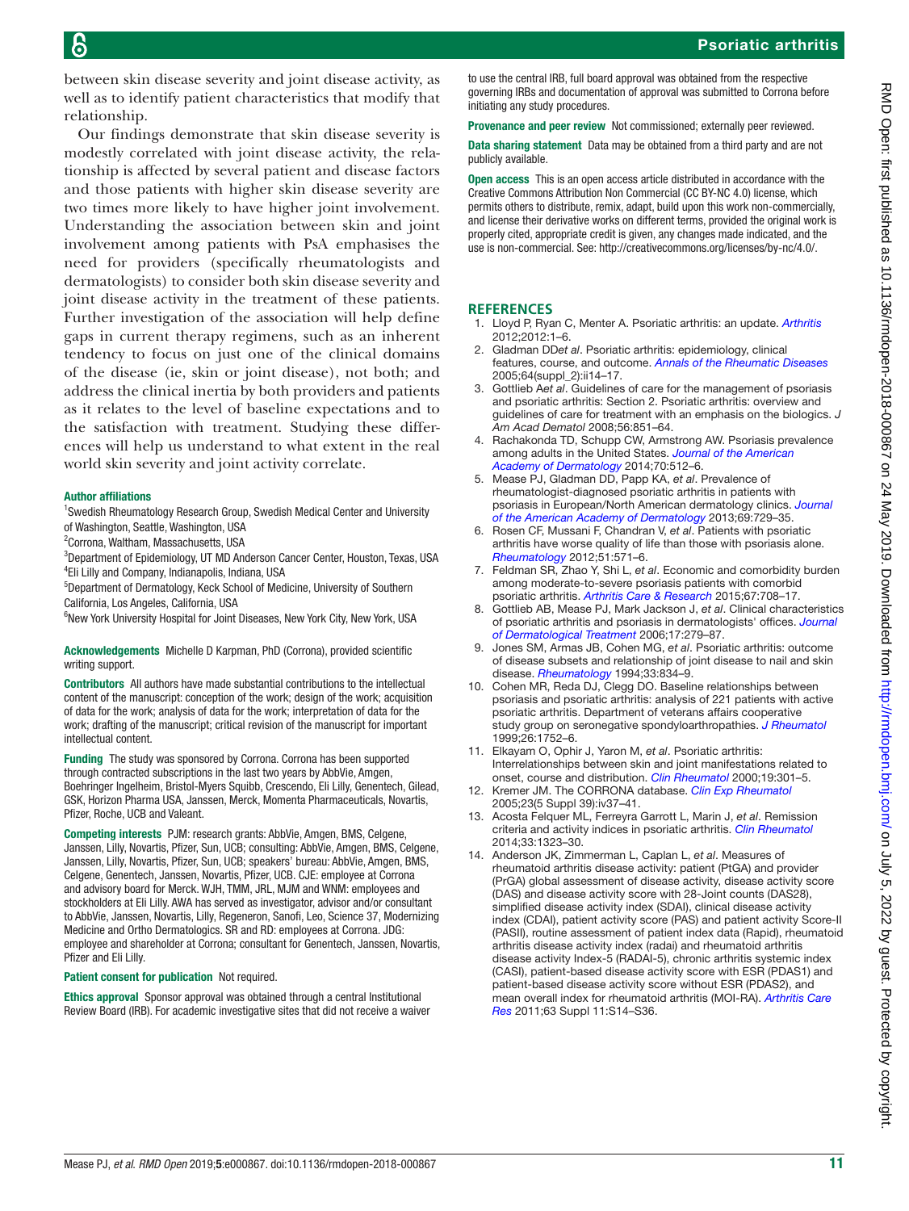between skin disease severity and joint disease activity, as well as to identify patient characteristics that modify that relationship.

Our findings demonstrate that skin disease severity is modestly correlated with joint disease activity, the relationship is affected by several patient and disease factors and those patients with higher skin disease severity are two times more likely to have higher joint involvement. Understanding the association between skin and joint involvement among patients with PsA emphasises the need for providers (specifically rheumatologists and dermatologists) to consider both skin disease severity and joint disease activity in the treatment of these patients. Further investigation of the association will help define gaps in current therapy regimens, such as an inherent tendency to focus on just one of the clinical domains of the disease (ie, skin or joint disease), not both; and address the clinical inertia by both providers and patients as it relates to the level of baseline expectations and to the satisfaction with treatment. Studying these differences will help us understand to what extent in the real world skin severity and joint activity correlate.

**Author affiliations**

[1]Swedish Rheumatology Research Group, Swedish Medical Center and University of Washington, Seattle, Washington, USA

[2]Corrona, Waltham, Massachusetts, USA

[3]Department of Epidemiology, UT MD Anderson Cancer Center, Houston, Texas, USA

[4]Eli Lilly and Company, Indianapolis, Indiana, USA

[5]Department of Dermatology, Keck School of Medicine, University of Southern California, Los Angeles, California, USA

[6]New York University Hospital for Joint Diseases, New York City, New York, USA

**Acknowledgements** Michelle D Karpman, PhD (Corrona), provided scientific writing support.

**Contributors** All authors have made substantial contributions to the intellectual content of the manuscript: conception of the work; design of the work; acquisition of data for the work; analysis of data for the work; interpretation of data for the work; drafting of the manuscript; critical revision of the manuscript for important intellectual content.

**Funding** The study was sponsored by Corrona. Corrona has been supported through contracted subscriptions in the last two years by AbbVie, Amgen, Boehringer Ingelheim, Bristol-Myers Squibb, Crescendo, Eli Lilly, Genentech, Gilead, GSK, Horizon Pharma USA, Janssen, Merck, Momenta Pharmaceuticals, Novartis, Pfizer, Roche, UCB and Valeant.

**Competing interests** PJM: research grants: AbbVie, Amgen, BMS, Celgene, Janssen, Lilly, Novartis, Pfizer, Sun, UCB; consulting: AbbVie, Amgen, BMS, Celgene, Janssen, Lilly, Novartis, Pfizer, Sun, UCB; speakers' bureau: AbbVie, Amgen, BMS, Celgene, Genentech, Janssen, Novartis, Pfizer, UCB. CJE: employee at Corrona and advisory board for Merck. WJH, TMM, JRL, MJM and WNM: employees and stockholders at Eli Lilly. AWA has served as investigator, advisor and/or consultant to AbbVie, Janssen, Novartis, Lilly, Regeneron, Sanofi, Leo, Science 37, Modernizing Medicine and Ortho Dermatologics. SR and RD: employees at Corrona. JDG: employee and shareholder at Corrona; consultant for Genentech, Janssen, Novartis, Pfizer and Eli Lilly.

**Patient consent for publication** Not required.

**Ethics approval** Sponsor approval was obtained through a central Institutional Review Board (IRB). For academic investigative sites that did not receive a waiver to use the central IRB, full board approval was obtained from the respective governing IRBs and documentation of approval was submitted to Corrona before initiating any study procedures.

**Provenance and peer review** Not commissioned; externally peer reviewed.

**Data sharing statement** Data may be obtained from a third party and are not publicly available.

**Open access** This is an open access article distributed in accordance with the Creative Commons Attribution Non Commercial (CC BY-NC 4.0) license, which permits others to distribute, remix, adapt, build upon this work non-commercially, and license their derivative works on different terms, provided the original work is properly cited, appropriate credit is given, any changes made indicated, and the use is non-commercial. See: http://creativecommons.org/licenses/by-nc/4.0/.

## REFERENCES

1. Lloyd P, Ryan C, Menter A. Psoriatic arthritis: an update. *Arthritis* 2012;2012:1–6.
2. Gladman DD*et al*. Psoriatic arthritis: epidemiology, clinical features, course, and outcome. *Annals of the Rheumatic Diseases* 2005;64(suppl_2):ii14–17.
3. Gottlieb A*et al*. Guidelines of care for the management of psoriasis and psoriatic arthritis: Section 2. Psoriatic arthritis: overview and guidelines of care for treatment with an emphasis on the biologics. *J Am Acad Dematol* 2008;56:851–64.
4. Rachakonda TD, Schupp CW, Armstrong AW. Psoriasis prevalence among adults in the United States. *Journal of the American Academy of Dermatology* 2014;70:512–6.
5. Mease PJ, Gladman DD, Papp KA, *et al*. Prevalence of rheumatologist-diagnosed psoriatic arthritis in patients with psoriasis in European/North American dermatology clinics. *Journal of the American Academy of Dermatology* 2013;69:729–35.
6. Rosen CF, Mussani F, Chandran V, *et al*. Patients with psoriatic arthritis have worse quality of life than those with psoriasis alone. *Rheumatology* 2012;51:571–6.
7. Feldman SR, Zhao Y, Shi L, *et al*. Economic and comorbidity burden among moderate-to-severe psoriasis patients with comorbid psoriatic arthritis. *Arthritis Care & Research* 2015;67:708–17.
8. Gottlieb AB, Mease PJ, Mark Jackson J, *et al*. Clinical characteristics of psoriatic arthritis and psoriasis in dermatologists' offices. *Journal of Dermatological Treatment* 2006;17:279–87.
9. Jones SM, Armas JB, Cohen MG, *et al*. Psoriatic arthritis: outcome of disease subsets and relationship of joint disease to nail and skin disease. *Rheumatology* 1994;33:834–9.
10. Cohen MR, Reda DJ, Clegg DO. Baseline relationships between psoriasis and psoriatic arthritis: analysis of 221 patients with active psoriatic arthritis. Department of veterans affairs cooperative study group on seronegative spondyloarthropathies. *J Rheumatol* 1999;26:1752–6.
11. Elkayam O, Ophir J, Yaron M, *et al*. Psoriatic arthritis: Interrelationships between skin and joint manifestations related to onset, course and distribution. *Clin Rheumatol* 2000;19:301–5.
12. Kremer JM. The CORRONA database. *Clin Exp Rheumatol* 2005;23(5 Suppl 39):iv37–41.
13. Acosta Felquer ML, Ferreyra Garrott L, Marin J, *et al*. Remission criteria and activity indices in psoriatic arthritis. *Clin Rheumatol* 2014;33:1323–30.
14. Anderson JK, Zimmerman L, Caplan L, *et al*. Measures of rheumatoid arthritis disease activity: patient (PtGA) and provider (PrGA) global assessment of disease activity, disease activity score (DAS) and disease activity score with 28-Joint counts (DAS28), simplified disease activity index (SDAI), clinical disease activity index (CDAI), patient activity score (PAS) and patient activity Score-II (PASII), routine assessment of patient index data (Rapid), rheumatoid arthritis disease activity index (radai) and rheumatoid arthritis disease activity Index-5 (RADAI-5), chronic arthritis systemic index (CASI), patient-based disease activity score with ESR (PDAS1) and patient-based disease activity score without ESR (PDAS2), and mean overall index for rheumatoid arthritis (MOI-RA). *Arthritis Care Res* 2011;63 Suppl 11:S14–S36.